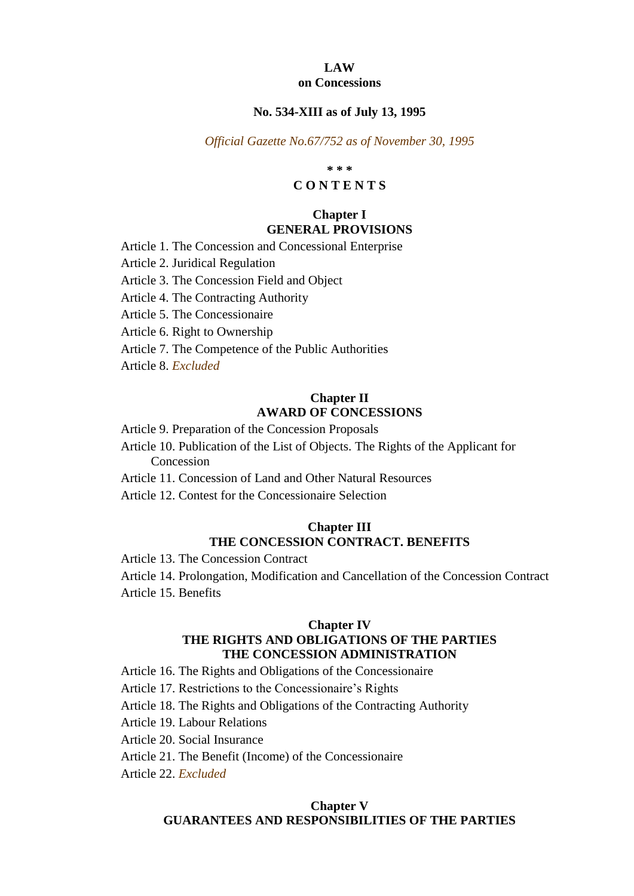# LAW
## on Concessions

**No. 534-XIII as of July 13, 1995**

*Official Gazette No.67/752 as of November 30, 1995*

**\* \* \***

**C O N T E N T S**

### Chapter I
### GENERAL PROVISIONS

Article 1. The Concession and Concessional Enterprise

Article 2. Juridical Regulation

Article 3. The Concession Field and Object

Article 4. The Contracting Authority

Article 5. The Concessionaire

Article 6. Right to Ownership

Article 7. The Competence of the Public Authorities

Article 8. *Excluded*

### Chapter II
### AWARD OF CONCESSIONS

Article 9. Preparation of the Concession Proposals

Article 10. Publication of the List of Objects. The Rights of the Applicant for Concession

Article 11. Concession of Land and Other Natural Resources

Article 12. Contest for the Concessionaire Selection

### Chapter III
### THE CONCESSION CONTRACT. BENEFITS

Article 13. The Concession Contract

Article 14. Prolongation, Modification and Cancellation of the Concession Contract

Article 15. Benefits

### Chapter IV
### THE RIGHTS AND OBLIGATIONS OF THE PARTIES THE CONCESSION ADMINISTRATION

Article 16. The Rights and Obligations of the Concessionaire

Article 17. Restrictions to the Concessionaire's Rights

Article 18. The Rights and Obligations of the Contracting Authority

Article 19. Labour Relations

Article 20. Social Insurance

Article 21. The Benefit (Income) of the Concessionaire

Article 22. *Excluded*

### Chapter V
### GUARANTEES AND RESPONSIBILITIES OF THE PARTIES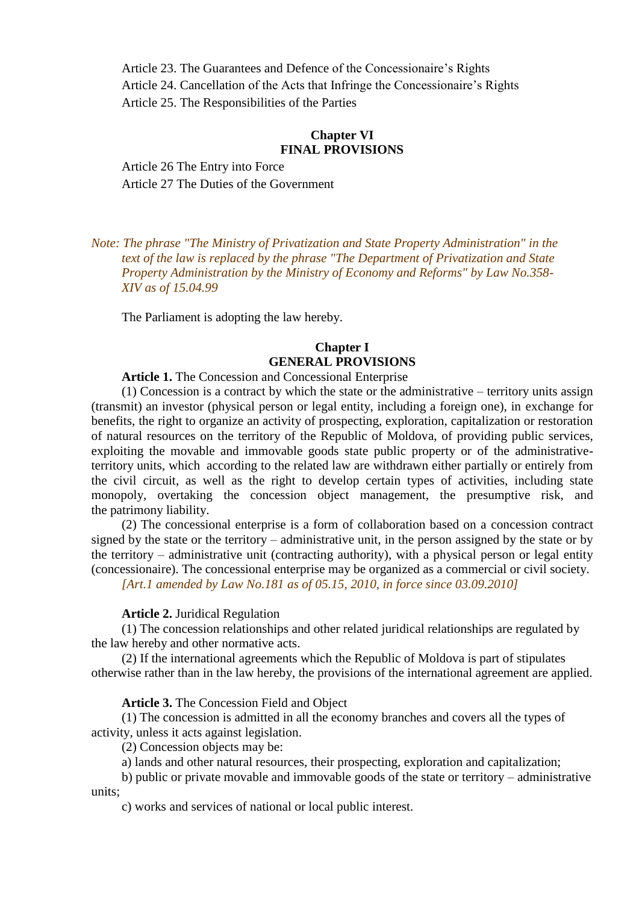Article 23. The Guarantees and Defence of the Concessionaire's Rights

Article 24. Cancellation of the Acts that Infringe the Concessionaire's Rights

Article 25. The Responsibilities of the Parties

## Chapter VI
## FINAL PROVISIONS

Article 26 The Entry into Force

Article 27 The Duties of the Government

*Note: The phrase "The Ministry of Privatization and State Property Administration" in the text of the law is replaced by the phrase "The Department of Privatization and State Property Administration by the Ministry of Economy and Reforms" by Law No.358-XIV as of 15.04.99*

The Parliament is adopting the law hereby.

## Chapter I
## GENERAL PROVISIONS

**Article 1.** The Concession and Concessional Enterprise

(1) Concession is a contract by which the state or the administrative – territory units assign (transmit) an investor (physical person or legal entity, including a foreign one), in exchange for benefits, the right to organize an activity of prospecting, exploration, capitalization or restoration of natural resources on the territory of the Republic of Moldova, of providing public services, exploiting the movable and immovable goods state public property or of the administrative-territory units, which according to the related law are withdrawn either partially or entirely from the civil circuit, as well as the right to develop certain types of activities, including state monopoly, overtaking the concession object management, the presumptive risk, and the patrimony liability.

(2) The concessional enterprise is a form of collaboration based on a concession contract signed by the state or the territory – administrative unit, in the person assigned by the state or by the territory – administrative unit (contracting authority), with a physical person or legal entity (concessionaire). The concessional enterprise may be organized as a commercial or civil society.

*[Art.1 amended by Law No.181 as of 05.15, 2010, in force since 03.09.2010]*

**Article 2.** Juridical Regulation

(1) The concession relationships and other related juridical relationships are regulated by the law hereby and other normative acts.

(2) If the international agreements which the Republic of Moldova is part of stipulates otherwise rather than in the law hereby, the provisions of the international agreement are applied.

**Article 3.** The Concession Field and Object

(1) The concession is admitted in all the economy branches and covers all the types of activity, unless it acts against legislation.

(2) Concession objects may be:

a) lands and other natural resources, their prospecting, exploration and capitalization;

b) public or private movable and immovable goods of the state or territory – administrative units;

c) works and services of national or local public interest.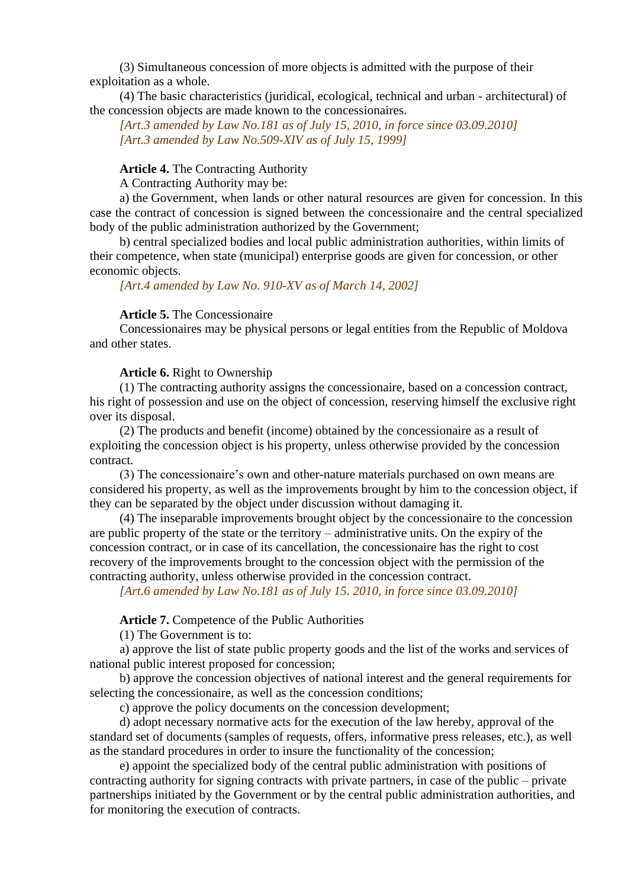(3) Simultaneous concession of more objects is admitted with the purpose of their exploitation as a whole.

(4) The basic characteristics (juridical, ecological, technical and urban - architectural) of the concession objects are made known to the concessionaires.

*[Art.3 amended by Law No.181 as of July 15, 2010, in force since 03.09.2010]*
*[Art.3 amended by Law No.509-XIV as of July 15, 1999]*

**Article 4.** The Contracting Authority

A Contracting Authority may be:

a) the Government, when lands or other natural resources are given for concession. In this case the contract of concession is signed between the concessionaire and the central specialized body of the public administration authorized by the Government;

b) central specialized bodies and local public administration authorities, within limits of their competence, when state (municipal) enterprise goods are given for concession, or other economic objects.

*[Art.4 amended by Law No. 910-XV as of March 14, 2002]*

**Article 5.** The Concessionaire

Concessionaires may be physical persons or legal entities from the Republic of Moldova and other states.

**Article 6.** Right to Ownership

(1) The contracting authority assigns the concessionaire, based on a concession contract, his right of possession and use on the object of concession, reserving himself the exclusive right over its disposal.

(2) The products and benefit (income) obtained by the concessionaire as a result of exploiting the concession object is his property, unless otherwise provided by the concession contract.

(3) The concessionaire's own and other-nature materials purchased on own means are considered his property, as well as the improvements brought by him to the concession object, if they can be separated by the object under discussion without damaging it.

(4) The inseparable improvements brought object by the concessionaire to the concession are public property of the state or the territory – administrative units. On the expiry of the concession contract, or in case of its cancellation, the concessionaire has the right to cost recovery of the improvements brought to the concession object with the permission of the contracting authority, unless otherwise provided in the concession contract.

*[Art.6 amended by Law No.181 as of July 15. 2010, in force since 03.09.2010]*

**Article 7.** Competence of the Public Authorities

(1) The Government is to:

a) approve the list of state public property goods and the list of the works and services of national public interest proposed for concession;

b) approve the concession objectives of national interest and the general requirements for selecting the concessionaire, as well as the concession conditions;

c) approve the policy documents on the concession development;

d) adopt necessary normative acts for the execution of the law hereby, approval of the standard set of documents (samples of requests, offers, informative press releases, etc.), as well as the standard procedures in order to insure the functionality of the concession;

e) appoint the specialized body of the central public administration with positions of contracting authority for signing contracts with private partners, in case of the public – private partnerships initiated by the Government or by the central public administration authorities, and for monitoring the execution of contracts.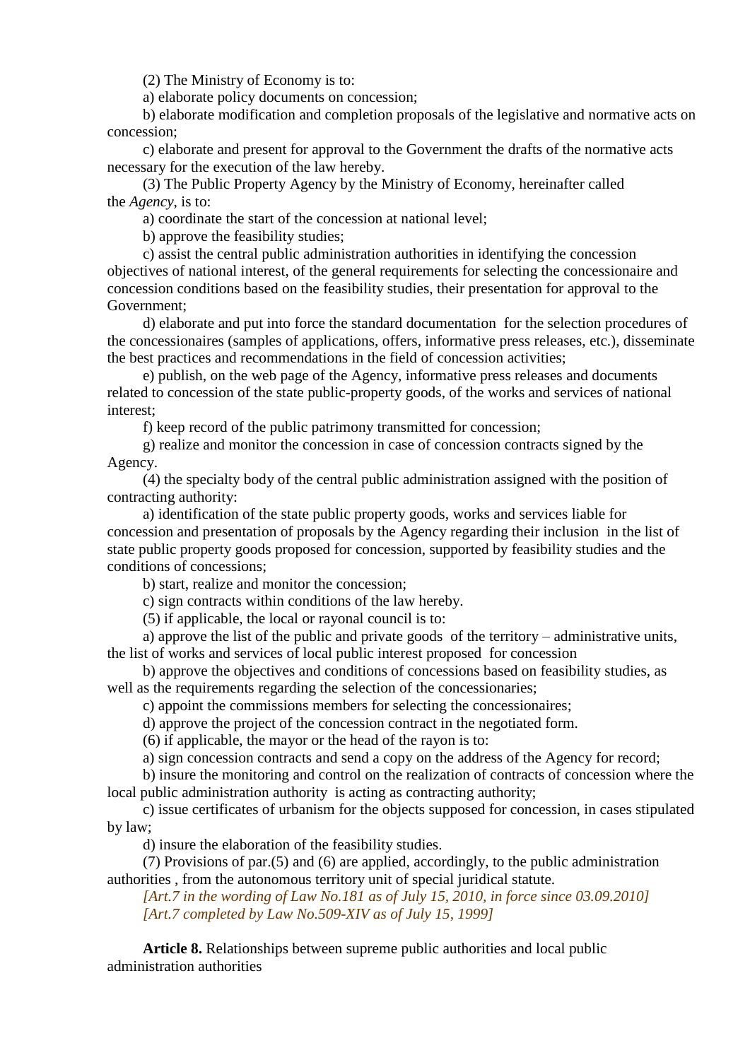(2) The Ministry of Economy is to:

a) elaborate policy documents on concession;

b) elaborate modification and completion proposals of the legislative and normative acts on concession;

c) elaborate and present for approval to the Government the drafts of the normative acts necessary for the execution of the law hereby.

(3) The Public Property Agency by the Ministry of Economy, hereinafter called the *Agency*, is to:

a) coordinate the start of the concession at national level;

b) approve the feasibility studies;

c) assist the central public administration authorities in identifying the concession objectives of national interest, of the general requirements for selecting the concessionaire and concession conditions based on the feasibility studies, their presentation for approval to the Government;

d) elaborate and put into force the standard documentation for the selection procedures of the concessionaires (samples of applications, offers, informative press releases, etc.), disseminate the best practices and recommendations in the field of concession activities;

e) publish, on the web page of the Agency, informative press releases and documents related to concession of the state public-property goods, of the works and services of national interest;

f) keep record of the public patrimony transmitted for concession;

g) realize and monitor the concession in case of concession contracts signed by the Agency.

(4) the specialty body of the central public administration assigned with the position of contracting authority:

a) identification of the state public property goods, works and services liable for concession and presentation of proposals by the Agency regarding their inclusion in the list of state public property goods proposed for concession, supported by feasibility studies and the conditions of concessions;

b) start, realize and monitor the concession;

c) sign contracts within conditions of the law hereby.

(5) if applicable, the local or rayonal council is to:

a) approve the list of the public and private goods of the territory – administrative units, the list of works and services of local public interest proposed for concession

b) approve the objectives and conditions of concessions based on feasibility studies, as well as the requirements regarding the selection of the concessionaries;

c) appoint the commissions members for selecting the concessionaires;

d) approve the project of the concession contract in the negotiated form.

(6) if applicable, the mayor or the head of the rayon is to:

a) sign concession contracts and send a copy on the address of the Agency for record;

b) insure the monitoring and control on the realization of contracts of concession where the local public administration authority is acting as contracting authority;

c) issue certificates of urbanism for the objects supposed for concession, in cases stipulated by law;

d) insure the elaboration of the feasibility studies.

(7) Provisions of par.(5) and (6) are applied, accordingly, to the public administration authorities , from the autonomous territory unit of special juridical statute.

*[Art.7 in the wording of Law No.181 as of July 15, 2010, in force since 03.09.2010]*
*[Art.7 completed by Law No.509-XIV as of July 15, 1999]*

**Article 8.** Relationships between supreme public authorities and local public administration authorities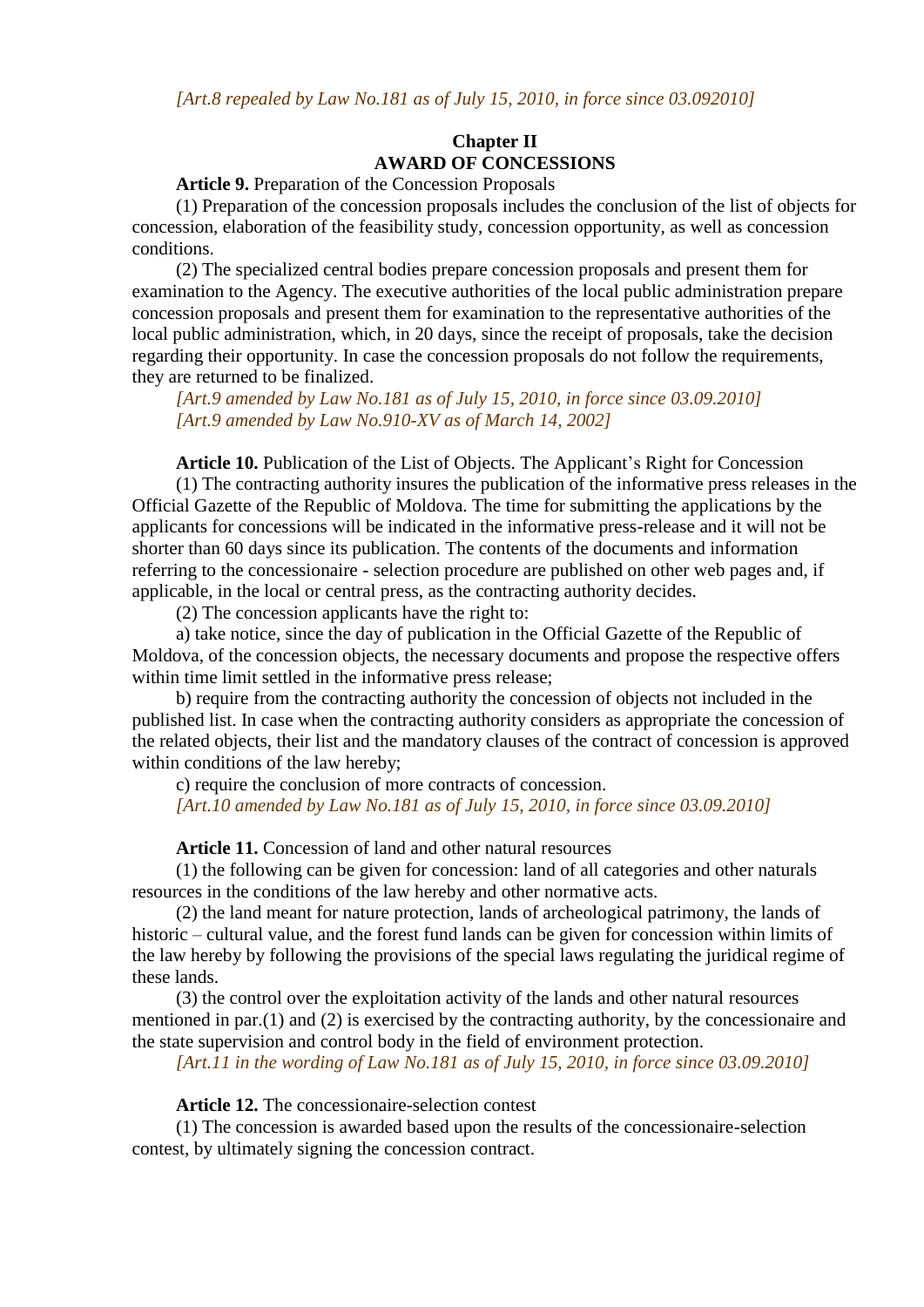*[Art.8 repealed by Law No.181 as of July 15, 2010, in force since 03.092010]*

## Chapter II
## AWARD OF CONCESSIONS

**Article 9.** Preparation of the Concession Proposals

(1) Preparation of the concession proposals includes the conclusion of the list of objects for concession, elaboration of the feasibility study, concession opportunity, as well as concession conditions.

(2) The specialized central bodies prepare concession proposals and present them for examination to the Agency. The executive authorities of the local public administration prepare concession proposals and present them for examination to the representative authorities of the local public administration, which, in 20 days, since the receipt of proposals, take the decision regarding their opportunity. In case the concession proposals do not follow the requirements, they are returned to be finalized.

*[Art.9 amended by Law No.181 as of July 15, 2010, in force since 03.09.2010]*
*[Art.9 amended by Law No.910-XV as of March 14, 2002]*

**Article 10.** Publication of the List of Objects. The Applicant's Right for Concession

(1) The contracting authority insures the publication of the informative press releases in the Official Gazette of the Republic of Moldova. The time for submitting the applications by the applicants for concessions will be indicated in the informative press-release and it will not be shorter than 60 days since its publication. The contents of the documents and information referring to the concessionaire - selection procedure are published on other web pages and, if applicable, in the local or central press, as the contracting authority decides.

(2) The concession applicants have the right to:

a) take notice, since the day of publication in the Official Gazette of the Republic of Moldova, of the concession objects, the necessary documents and propose the respective offers within time limit settled in the informative press release;

b) require from the contracting authority the concession of objects not included in the published list. In case when the contracting authority considers as appropriate the concession of the related objects, their list and the mandatory clauses of the contract of concession is approved within conditions of the law hereby;

c) require the conclusion of more contracts of concession.

*[Art.10 amended by Law No.181 as of July 15, 2010, in force since 03.09.2010]*

**Article 11.** Concession of land and other natural resources

(1) the following can be given for concession: land of all categories and other naturals resources in the conditions of the law hereby and other normative acts.

(2) the land meant for nature protection, lands of archeological patrimony, the lands of historic – cultural value, and the forest fund lands can be given for concession within limits of the law hereby by following the provisions of the special laws regulating the juridical regime of these lands.

(3) the control over the exploitation activity of the lands and other natural resources mentioned in par.(1) and (2) is exercised by the contracting authority, by the concessionaire and the state supervision and control body in the field of environment protection.

*[Art.11 in the wording of Law No.181 as of July 15, 2010, in force since 03.09.2010]*

**Article 12.** The concessionaire-selection contest

(1) The concession is awarded based upon the results of the concessionaire-selection contest, by ultimately signing the concession contract.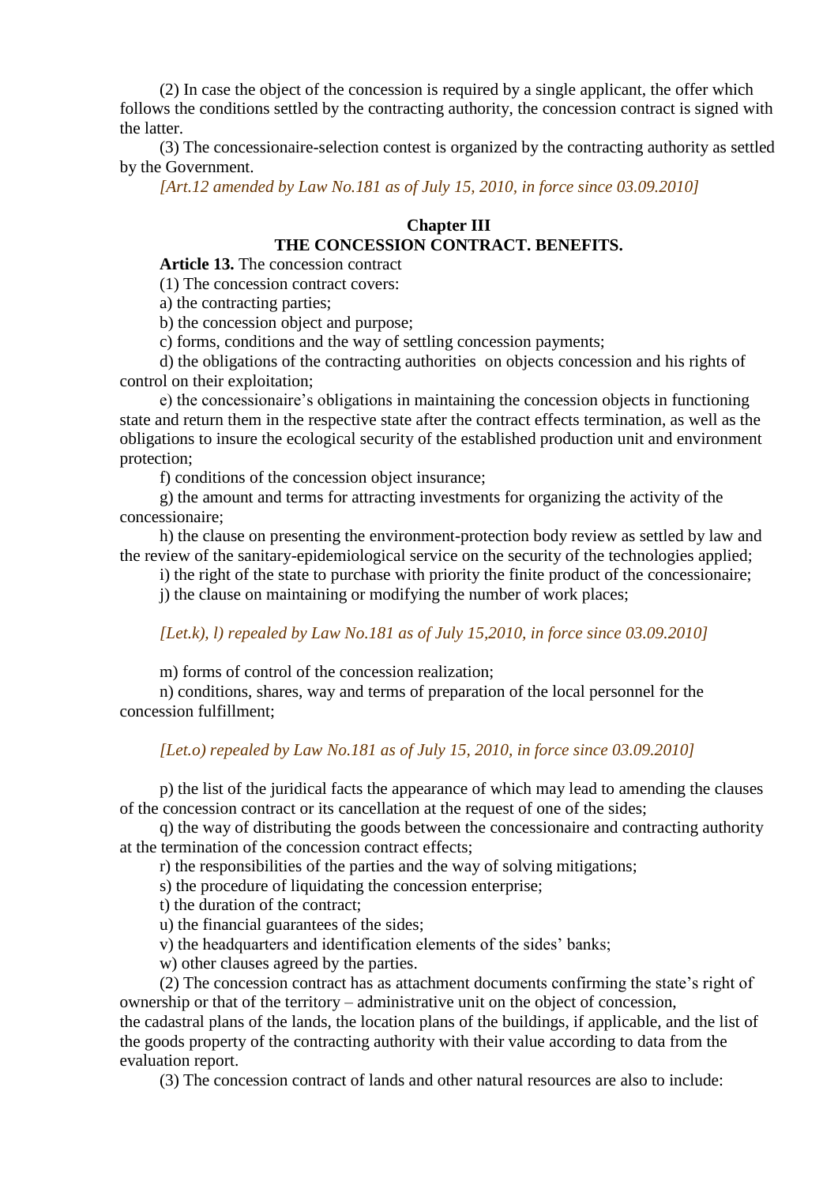(2) In case the object of the concession is required by a single applicant, the offer which follows the conditions settled by the contracting authority, the concession contract is signed with the latter.

(3) The concessionaire-selection contest is organized by the contracting authority as settled by the Government.

*[Art.12 amended by Law No.181 as of July 15, 2010, in force since 03.09.2010]*

## Chapter III
## THE CONCESSION CONTRACT. BENEFITS.

**Article 13.** The concession contract

(1) The concession contract covers:

a) the contracting parties;

b) the concession object and purpose;

c) forms, conditions and the way of settling concession payments;

d) the obligations of the contracting authorities on objects concession and his rights of control on their exploitation;

e) the concessionaire's obligations in maintaining the concession objects in functioning state and return them in the respective state after the contract effects termination, as well as the obligations to insure the ecological security of the established production unit and environment protection;

f) conditions of the concession object insurance;

g) the amount and terms for attracting investments for organizing the activity of the concessionaire;

h) the clause on presenting the environment-protection body review as settled by law and the review of the sanitary-epidemiological service on the security of the technologies applied;

i) the right of the state to purchase with priority the finite product of the concessionaire;

j) the clause on maintaining or modifying the number of work places;

*[Let.k), l) repealed by Law No.181 as of July 15,2010, in force since 03.09.2010]*

m) forms of control of the concession realization;

n) conditions, shares, way and terms of preparation of the local personnel for the concession fulfillment;

*[Let.o) repealed by Law No.181 as of July 15, 2010, in force since 03.09.2010]*

p) the list of the juridical facts the appearance of which may lead to amending the clauses of the concession contract or its cancellation at the request of one of the sides;

q) the way of distributing the goods between the concessionaire and contracting authority at the termination of the concession contract effects;

r) the responsibilities of the parties and the way of solving mitigations;

s) the procedure of liquidating the concession enterprise;

t) the duration of the contract;

u) the financial guarantees of the sides;

v) the headquarters and identification elements of the sides' banks;

w) other clauses agreed by the parties.

(2) The concession contract has as attachment documents confirming the state's right of ownership or that of the territory – administrative unit on the object of concession, the cadastral plans of the lands, the location plans of the buildings, if applicable, and the list of the goods property of the contracting authority with their value according to data from the evaluation report.

(3) The concession contract of lands and other natural resources are also to include: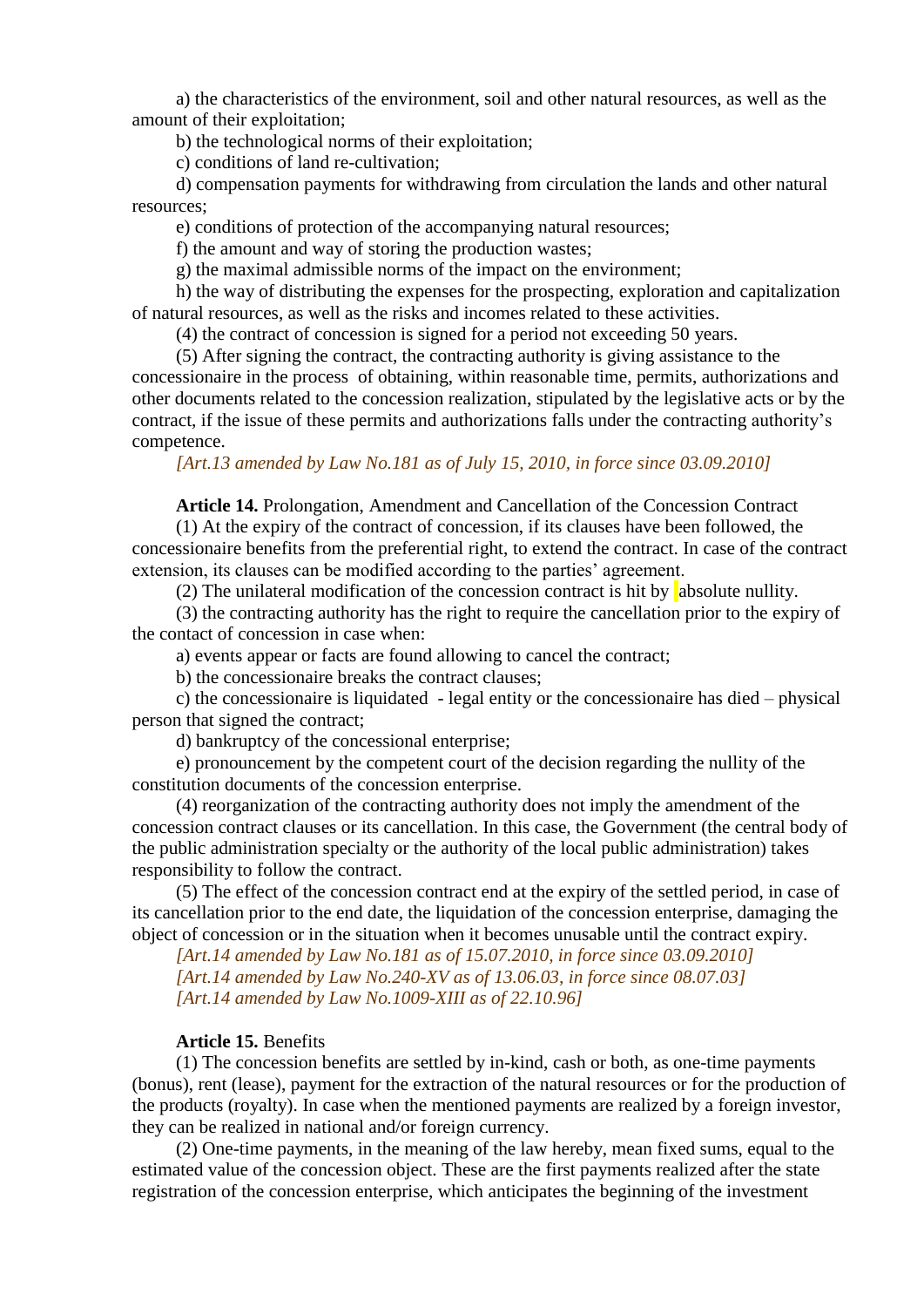a) the characteristics of the environment, soil and other natural resources, as well as the amount of their exploitation;

b) the technological norms of their exploitation;

c) conditions of land re-cultivation;

d) compensation payments for withdrawing from circulation the lands and other natural resources;

e) conditions of protection of the accompanying natural resources;

f) the amount and way of storing the production wastes;

g) the maximal admissible norms of the impact on the environment;

h) the way of distributing the expenses for the prospecting, exploration and capitalization of natural resources, as well as the risks and incomes related to these activities.

(4) the contract of concession is signed for a period not exceeding 50 years.

(5) After signing the contract, the contracting authority is giving assistance to the concessionaire in the process of obtaining, within reasonable time, permits, authorizations and other documents related to the concession realization, stipulated by the legislative acts or by the contract, if the issue of these permits and authorizations falls under the contracting authority's competence.

*[Art.13 amended by Law No.181 as of July 15, 2010, in force since 03.09.2010]*

**Article 14.** Prolongation, Amendment and Cancellation of the Concession Contract

(1) At the expiry of the contract of concession, if its clauses have been followed, the concessionaire benefits from the preferential right, to extend the contract. In case of the contract extension, its clauses can be modified according to the parties' agreement.

(2) The unilateral modification of the concession contract is hit by absolute nullity.

(3) the contracting authority has the right to require the cancellation prior to the expiry of the contact of concession in case when:

a) events appear or facts are found allowing to cancel the contract;

b) the concessionaire breaks the contract clauses;

c) the concessionaire is liquidated - legal entity or the concessionaire has died – physical person that signed the contract;

d) bankruptcy of the concessional enterprise;

e) pronouncement by the competent court of the decision regarding the nullity of the constitution documents of the concession enterprise.

(4) reorganization of the contracting authority does not imply the amendment of the concession contract clauses or its cancellation. In this case, the Government (the central body of the public administration specialty or the authority of the local public administration) takes responsibility to follow the contract.

(5) The effect of the concession contract end at the expiry of the settled period, in case of its cancellation prior to the end date, the liquidation of the concession enterprise, damaging the object of concession or in the situation when it becomes unusable until the contract expiry.

*[Art.14 amended by Law No.181 as of 15.07.2010, in force since 03.09.2010]*
*[Art.14 amended by Law No.240-XV as of 13.06.03, in force since 08.07.03]*
*[Art.14 amended by Law No.1009-XIII as of 22.10.96]*

**Article 15.** Benefits

(1) The concession benefits are settled by in-kind, cash or both, as one-time payments (bonus), rent (lease), payment for the extraction of the natural resources or for the production of the products (royalty). In case when the mentioned payments are realized by a foreign investor, they can be realized in national and/or foreign currency.

(2) One-time payments, in the meaning of the law hereby, mean fixed sums, equal to the estimated value of the concession object. These are the first payments realized after the state registration of the concession enterprise, which anticipates the beginning of the investment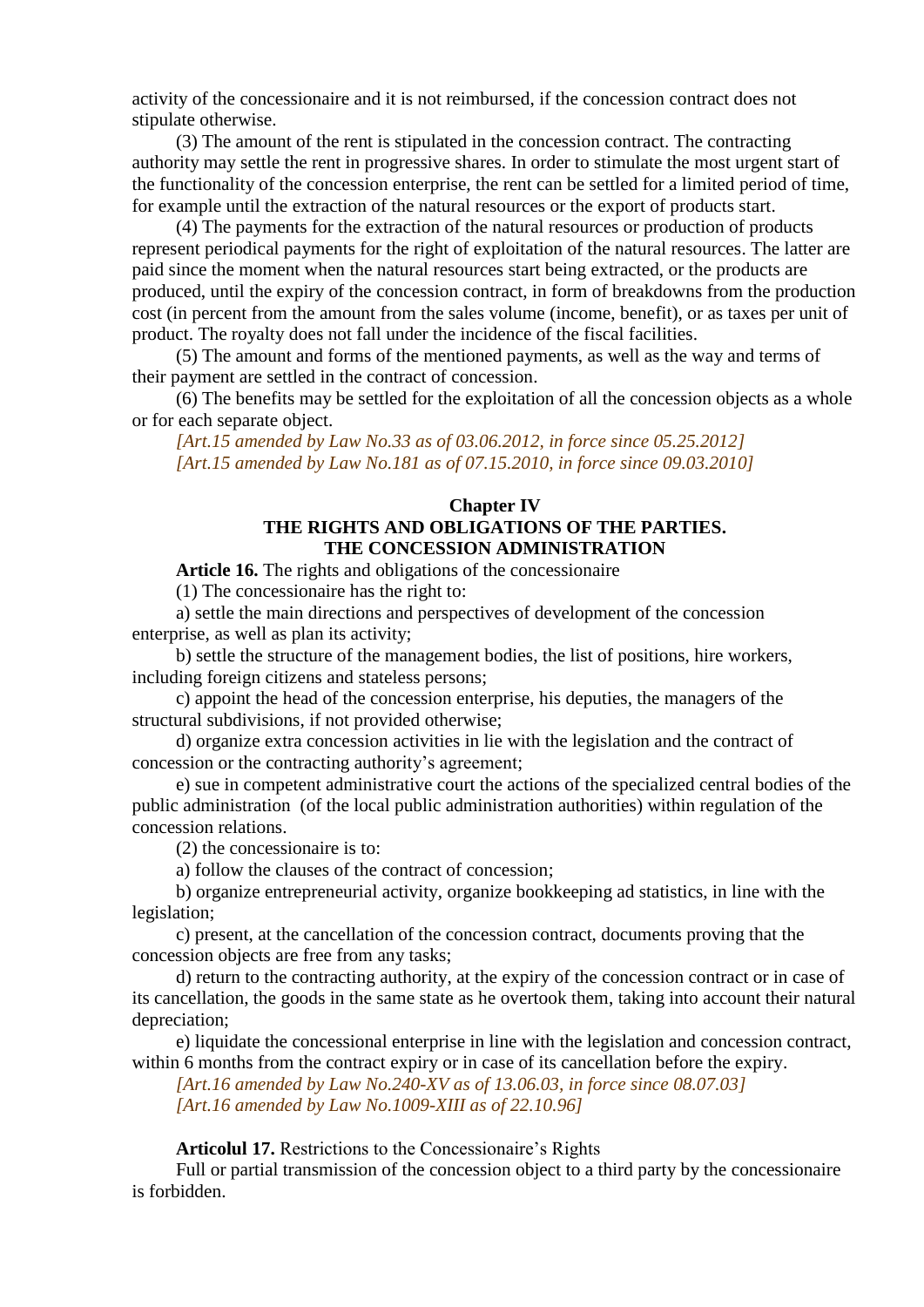activity of the concessionaire and it is not reimbursed, if the concession contract does not stipulate otherwise.

(3) The amount of the rent is stipulated in the concession contract. The contracting authority may settle the rent in progressive shares. In order to stimulate the most urgent start of the functionality of the concession enterprise, the rent can be settled for a limited period of time, for example until the extraction of the natural resources or the export of products start.

(4) The payments for the extraction of the natural resources or production of products represent periodical payments for the right of exploitation of the natural resources. The latter are paid since the moment when the natural resources start being extracted, or the products are produced, until the expiry of the concession contract, in form of breakdowns from the production cost (in percent from the amount from the sales volume (income, benefit), or as taxes per unit of product. The royalty does not fall under the incidence of the fiscal facilities.

(5) The amount and forms of the mentioned payments, as well as the way and terms of their payment are settled in the contract of concession.

(6) The benefits may be settled for the exploitation of all the concession objects as a whole or for each separate object.

*[Art.15 amended by Law No.33 as of 03.06.2012, in force since 05.25.2012]*
*[Art.15 amended by Law No.181 as of 07.15.2010, in force since 09.03.2010]*

## Chapter IV
## THE RIGHTS AND OBLIGATIONS OF THE PARTIES. THE CONCESSION ADMINISTRATION

**Article 16.** The rights and obligations of the concessionaire

(1) The concessionaire has the right to:

a) settle the main directions and perspectives of development of the concession enterprise, as well as plan its activity;

b) settle the structure of the management bodies, the list of positions, hire workers, including foreign citizens and stateless persons;

c) appoint the head of the concession enterprise, his deputies, the managers of the structural subdivisions, if not provided otherwise;

d) organize extra concession activities in lie with the legislation and the contract of concession or the contracting authority's agreement;

e) sue in competent administrative court the actions of the specialized central bodies of the public administration (of the local public administration authorities) within regulation of the concession relations.

(2) the concessionaire is to:

a) follow the clauses of the contract of concession;

b) organize entrepreneurial activity, organize bookkeeping ad statistics, in line with the legislation;

c) present, at the cancellation of the concession contract, documents proving that the concession objects are free from any tasks;

d) return to the contracting authority, at the expiry of the concession contract or in case of its cancellation, the goods in the same state as he overtook them, taking into account their natural depreciation;

e) liquidate the concessional enterprise in line with the legislation and concession contract, within 6 months from the contract expiry or in case of its cancellation before the expiry.

*[Art.16 amended by Law No.240-XV as of 13.06.03, in force since 08.07.03]*
*[Art.16 amended by Law No.1009-XIII as of 22.10.96]*

**Articolul 17.** Restrictions to the Concessionaire's Rights

Full or partial transmission of the concession object to a third party by the concessionaire is forbidden.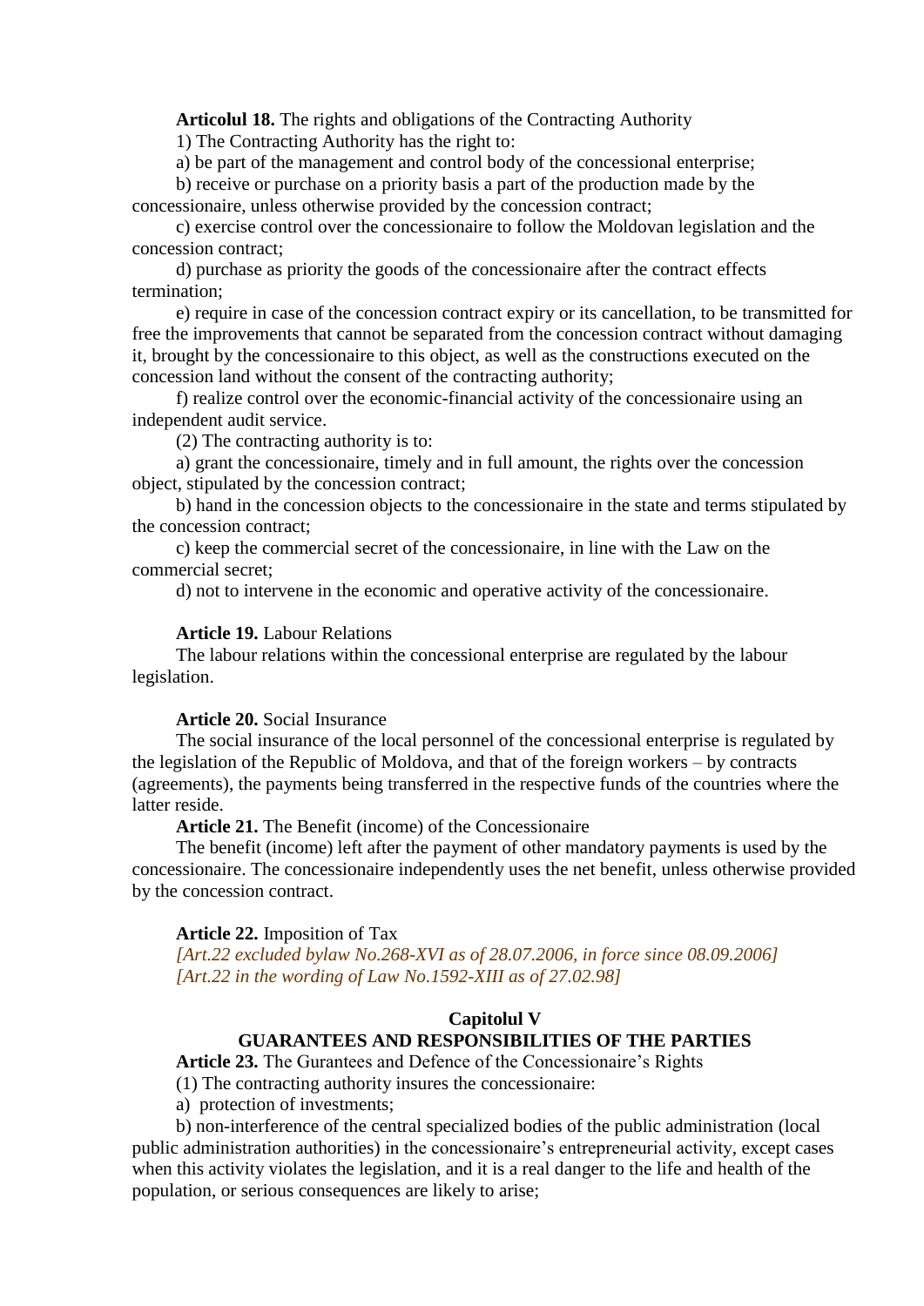**Articolul 18.** The rights and obligations of the Contracting Authority

1) The Contracting Authority has the right to:

a) be part of the management and control body of the concessional enterprise;

b) receive or purchase on a priority basis a part of the production made by the concessionaire, unless otherwise provided by the concession contract;

c) exercise control over the concessionaire to follow the Moldovan legislation and the concession contract;

d) purchase as priority the goods of the concessionaire after the contract effects termination;

e) require in case of the concession contract expiry or its cancellation, to be transmitted for free the improvements that cannot be separated from the concession contract without damaging it, brought by the concessionaire to this object, as well as the constructions executed on the concession land without the consent of the contracting authority;

f) realize control over the economic-financial activity of the concessionaire using an independent audit service.

(2) The contracting authority is to:

a) grant the concessionaire, timely and in full amount, the rights over the concession object, stipulated by the concession contract;

b) hand in the concession objects to the concessionaire in the state and terms stipulated by the concession contract;

c) keep the commercial secret of the concessionaire, in line with the Law on the commercial secret;

d) not to intervene in the economic and operative activity of the concessionaire.

**Article 19.** Labour Relations

The labour relations within the concessional enterprise are regulated by the labour legislation.

**Article 20.** Social Insurance

The social insurance of the local personnel of the concessional enterprise is regulated by the legislation of the Republic of Moldova, and that of the foreign workers – by contracts (agreements), the payments being transferred in the respective funds of the countries where the latter reside.

**Article 21.** The Benefit (income) of the Concessionaire

The benefit (income) left after the payment of other mandatory payments is used by the concessionaire. The concessionaire independently uses the net benefit, unless otherwise provided by the concession contract.

**Article 22.** Imposition of Tax

*[Art.22 excluded bylaw No.268-XVI as of 28.07.2006, in force since 08.09.2006]*
*[Art.22 in the wording of Law No.1592-XIII as of 27.02.98]*

## Capitolul V
## GUARANTEES AND RESPONSIBILITIES OF THE PARTIES

**Article 23.** The Gurantees and Defence of the Concessionaire's Rights

(1) The contracting authority insures the concessionaire:

a) protection of investments;

b) non-interference of the central specialized bodies of the public administration (local public administration authorities) in the concessionaire's entrepreneurial activity, except cases when this activity violates the legislation, and it is a real danger to the life and health of the population, or serious consequences are likely to arise;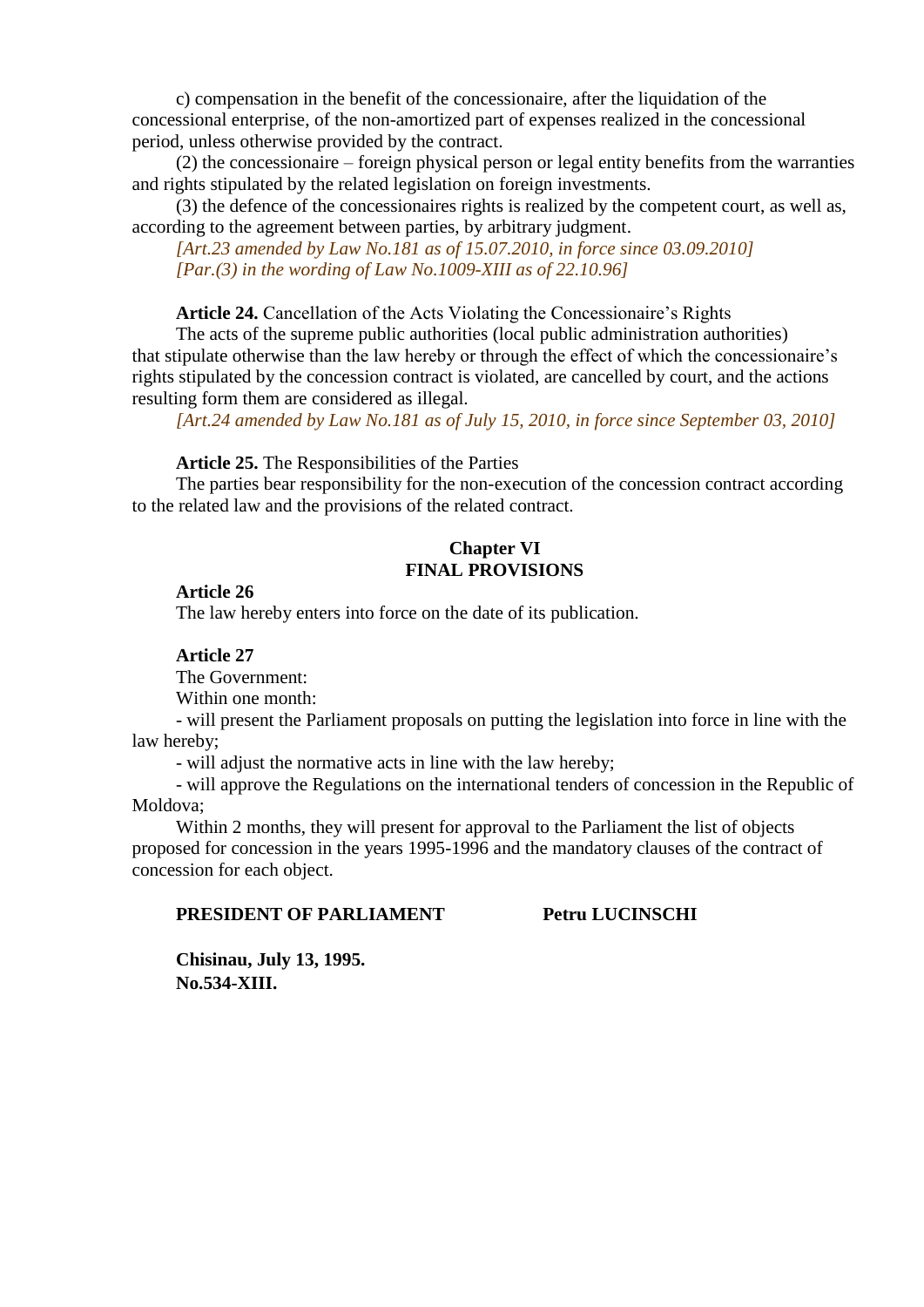c) compensation in the benefit of the concessionaire, after the liquidation of the concessional enterprise, of the non-amortized part of expenses realized in the concessional period, unless otherwise provided by the contract.

(2) the concessionaire – foreign physical person or legal entity benefits from the warranties and rights stipulated by the related legislation on foreign investments.

(3) the defence of the concessionaires rights is realized by the competent court, as well as, according to the agreement between parties, by arbitrary judgment.

*[Art.23 amended by Law No.181 as of 15.07.2010, in force since 03.09.2010]*
*[Par.(3) in the wording of Law No.1009-XIII as of 22.10.96]*

**Article 24.** Cancellation of the Acts Violating the Concessionaire's Rights

The acts of the supreme public authorities (local public administration authorities) that stipulate otherwise than the law hereby or through the effect of which the concessionaire's rights stipulated by the concession contract is violated, are cancelled by court, and the actions resulting form them are considered as illegal.

*[Art.24 amended by Law No.181 as of July 15, 2010, in force since September 03, 2010]*

**Article 25.** The Responsibilities of the Parties

The parties bear responsibility for the non-execution of the concession contract according to the related law and the provisions of the related contract.

## Chapter VI
## FINAL PROVISIONS

**Article 26**

The law hereby enters into force on the date of its publication.

**Article 27**

The Government:

Within one month:

- will present the Parliament proposals on putting the legislation into force in line with the law hereby;
- will adjust the normative acts in line with the law hereby;
- will approve the Regulations on the international tenders of concession in the Republic of Moldova;

Within 2 months, they will present for approval to the Parliament the list of objects proposed for concession in the years 1995-1996 and the mandatory clauses of the contract of concession for each object.

**PRESIDENT OF PARLIAMENT** **Petru LUCINSCHI**

**Chisinau, July 13, 1995.**
**No.534-XIII.**